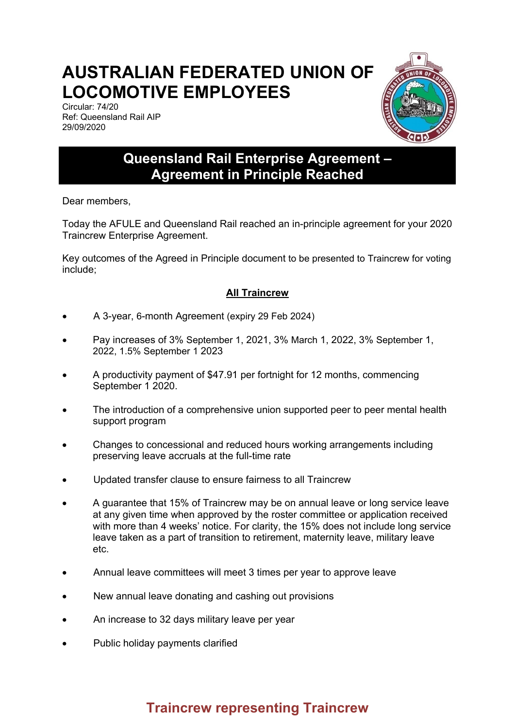# AUSTRALIAN FEDERATED UNION OF LOCOMOTIVE EMPLOYEES

Circular: 74/20
Ref: Queensland Rail AIP
29/09/2020

## Queensland Rail Enterprise Agreement – Agreement in Principle Reached

Dear members,

Today the AFULE and Queensland Rail reached an in-principle agreement for your 2020 Traincrew Enterprise Agreement.

Key outcomes of the Agreed in Principle document to be presented to Traincrew for voting include;

**<u>All Traincrew</u>**

- A 3-year, 6-month Agreement (expiry 29 Feb 2024)
- Pay increases of 3% September 1, 2021, 3% March 1, 2022, 3% September 1, 2022, 1.5% September 1 2023
- A productivity payment of $47.91 per fortnight for 12 months, commencing September 1 2020.
- The introduction of a comprehensive union supported peer to peer mental health support program
- Changes to concessional and reduced hours working arrangements including preserving leave accruals at the full-time rate
- Updated transfer clause to ensure fairness to all Traincrew
- A guarantee that 15% of Traincrew may be on annual leave or long service leave at any given time when approved by the roster committee or application received with more than 4 weeks' notice. For clarity, the 15% does not include long service leave taken as a part of transition to retirement, maternity leave, military leave etc.
- Annual leave committees will meet 3 times per year to approve leave
- New annual leave donating and cashing out provisions
- An increase to 32 days military leave per year
- Public holiday payments clarified

**Traincrew representing Traincrew**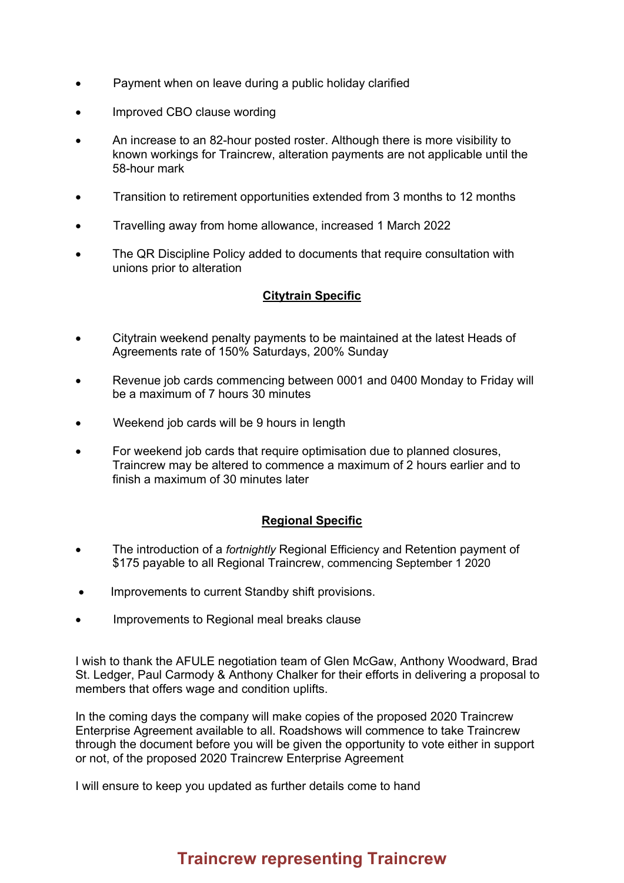- Payment when on leave during a public holiday clarified
- Improved CBO clause wording
- An increase to an 82-hour posted roster. Although there is more visibility to known workings for Traincrew, alteration payments are not applicable until the 58-hour mark
- Transition to retirement opportunities extended from 3 months to 12 months
- Travelling away from home allowance, increased 1 March 2022
- The QR Discipline Policy added to documents that require consultation with unions prior to alteration

## Citytrain Specific

- Citytrain weekend penalty payments to be maintained at the latest Heads of Agreements rate of 150% Saturdays, 200% Sunday
- Revenue job cards commencing between 0001 and 0400 Monday to Friday will be a maximum of 7 hours 30 minutes
- Weekend job cards will be 9 hours in length
- For weekend job cards that require optimisation due to planned closures, Traincrew may be altered to commence a maximum of 2 hours earlier and to finish a maximum of 30 minutes later

## Regional Specific

- The introduction of a *fortnightly* Regional Efficiency and Retention payment of $175 payable to all Regional Traincrew, commencing September 1 2020
- Improvements to current Standby shift provisions.
- Improvements to Regional meal breaks clause

I wish to thank the AFULE negotiation team of Glen McGaw, Anthony Woodward, Brad St. Ledger, Paul Carmody & Anthony Chalker for their efforts in delivering a proposal to members that offers wage and condition uplifts.

In the coming days the company will make copies of the proposed 2020 Traincrew Enterprise Agreement available to all. Roadshows will commence to take Traincrew through the document before you will be given the opportunity to vote either in support or not, of the proposed 2020 Traincrew Enterprise Agreement

I will ensure to keep you updated as further details come to hand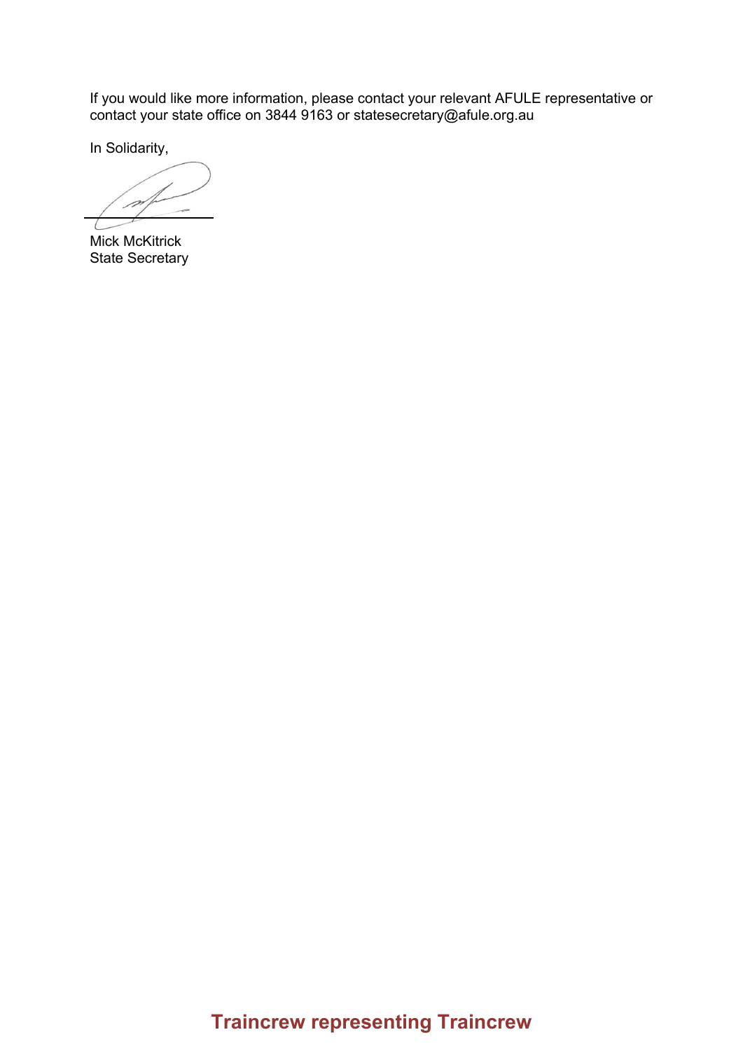If you would like more information, please contact your relevant AFULE representative or contact your state office on 3844 9163 or statesecretary@afule.org.au

In Solidarity,

Mick McKitrick
State Secretary

**Traincrew representing Traincrew**